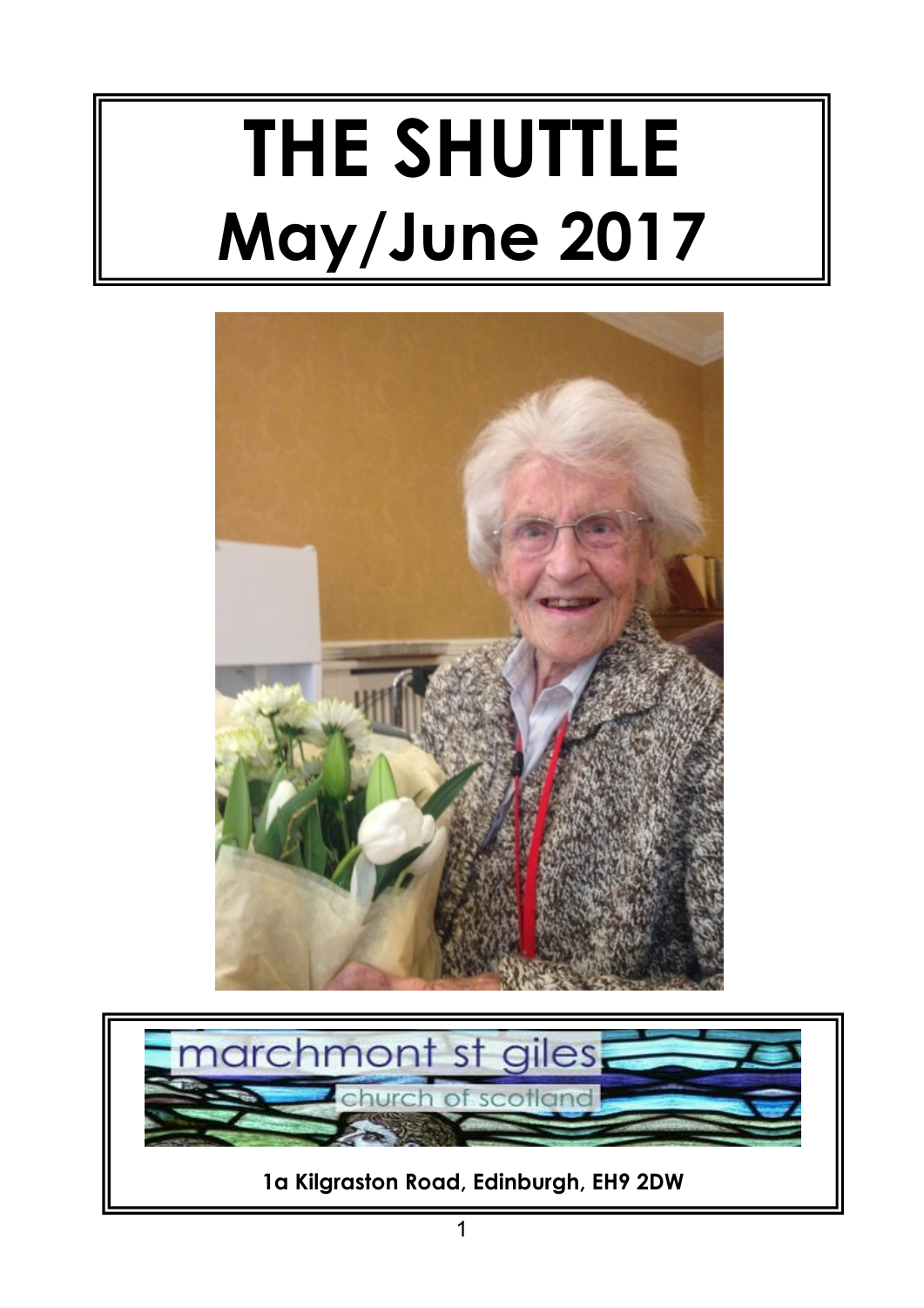# THE SHUTTLE

# May/June 2017

marchmont st giles

church of scotland

**1a Kilgraston Road, Edinburgh, EH9 2DW**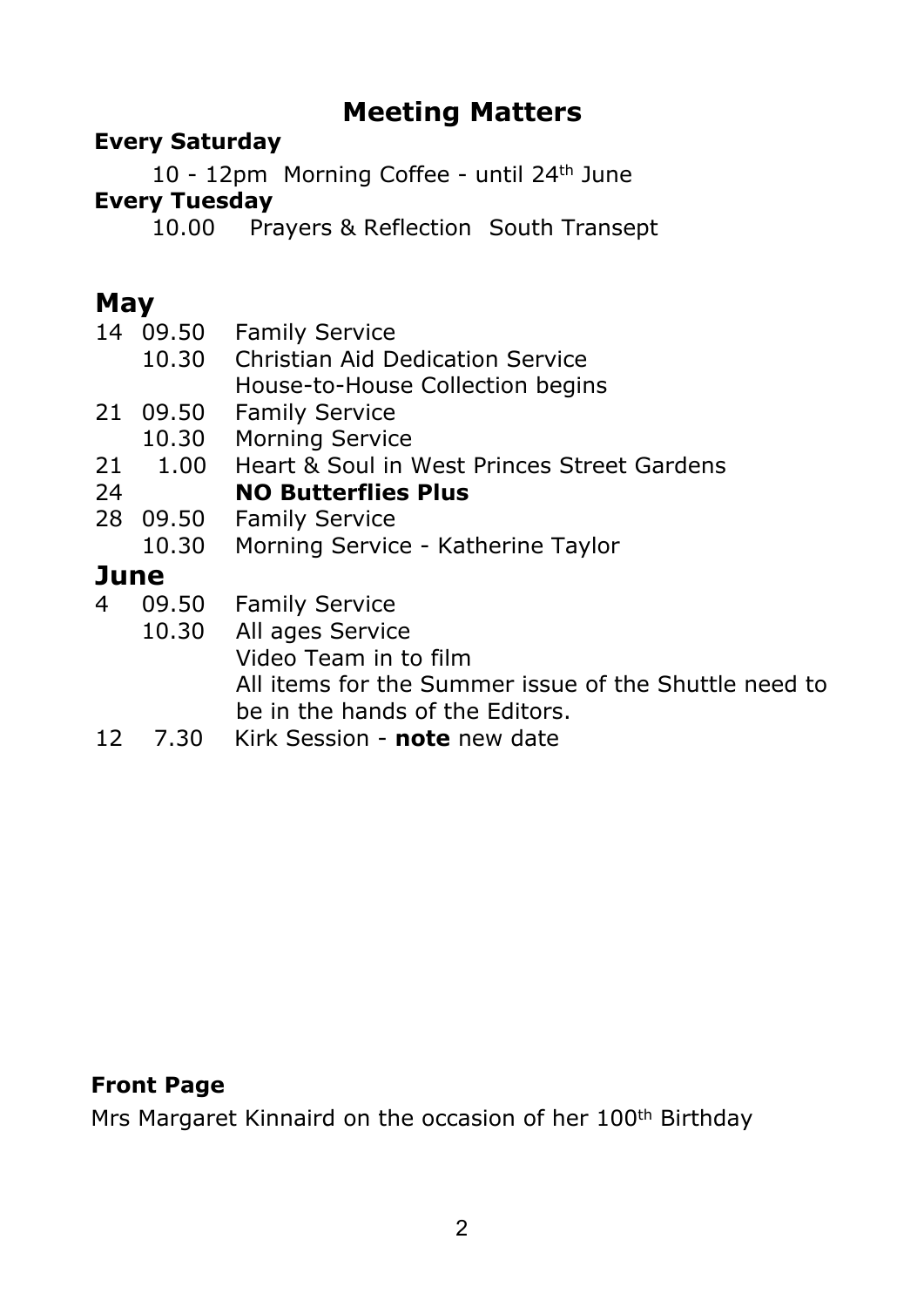# Meeting Matters

**Every Saturday**

10 - 12pm Morning Coffee - until 24th June

**Every Tuesday**

10.00 Prayers & Reflection South Transept

## May

| | | |
|---|---|---|
| 14 | 09.50 | Family Service |
| | 10.30 | Christian Aid Dedication Service |
| | | House-to-House Collection begins |
| 21 | 09.50 | Family Service |
| | 10.30 | Morning Service |
| 21 | 1.00 | Heart & Soul in West Princes Street Gardens |
| 24 | | **NO Butterflies Plus** |
| 28 | 09.50 | Family Service |
| | 10.30 | Morning Service - Katherine Taylor |

## June

| | | |
|---|---|---|
| 4 | 09.50 | Family Service |
| | 10.30 | All ages Service |
| | | Video Team in to film |
| | | All items for the Summer issue of the Shuttle need to be in the hands of the Editors. |
| 12 | 7.30 | Kirk Session - **note** new date |

**Front Page**

Mrs Margaret Kinnaird on the occasion of her 100th Birthday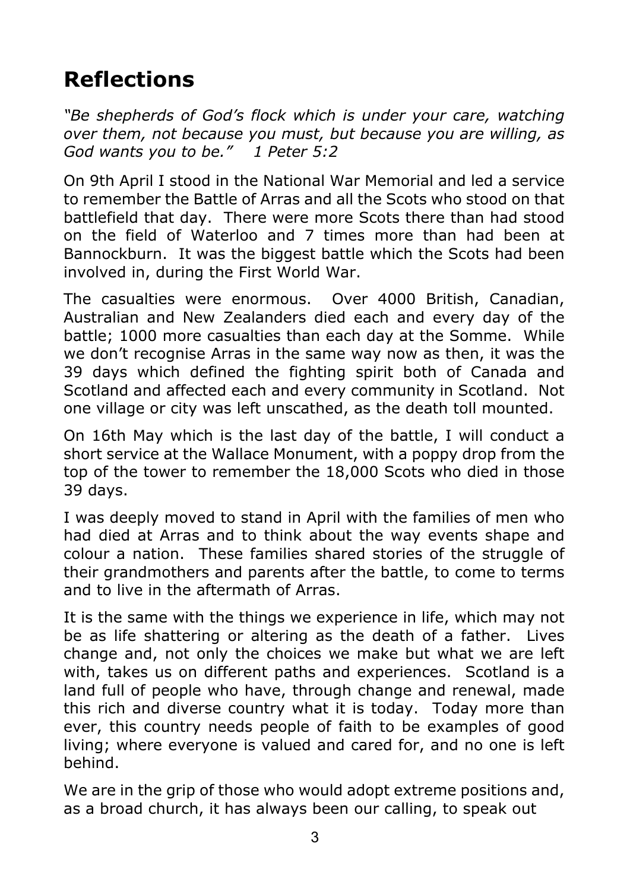# Reflections

*"Be shepherds of God's flock which is under your care, watching over them, not because you must, but because you are willing, as God wants you to be." 1 Peter 5:2*

On 9th April I stood in the National War Memorial and led a service to remember the Battle of Arras and all the Scots who stood on that battlefield that day. There were more Scots there than had stood on the field of Waterloo and 7 times more than had been at Bannockburn. It was the biggest battle which the Scots had been involved in, during the First World War.

The casualties were enormous. Over 4000 British, Canadian, Australian and New Zealanders died each and every day of the battle; 1000 more casualties than each day at the Somme. While we don't recognise Arras in the same way now as then, it was the 39 days which defined the fighting spirit both of Canada and Scotland and affected each and every community in Scotland. Not one village or city was left unscathed, as the death toll mounted.

On 16th May which is the last day of the battle, I will conduct a short service at the Wallace Monument, with a poppy drop from the top of the tower to remember the 18,000 Scots who died in those 39 days.

I was deeply moved to stand in April with the families of men who had died at Arras and to think about the way events shape and colour a nation. These families shared stories of the struggle of their grandmothers and parents after the battle, to come to terms and to live in the aftermath of Arras.

It is the same with the things we experience in life, which may not be as life shattering or altering as the death of a father. Lives change and, not only the choices we make but what we are left with, takes us on different paths and experiences. Scotland is a land full of people who have, through change and renewal, made this rich and diverse country what it is today. Today more than ever, this country needs people of faith to be examples of good living; where everyone is valued and cared for, and no one is left behind.

We are in the grip of those who would adopt extreme positions and, as a broad church, it has always been our calling, to speak out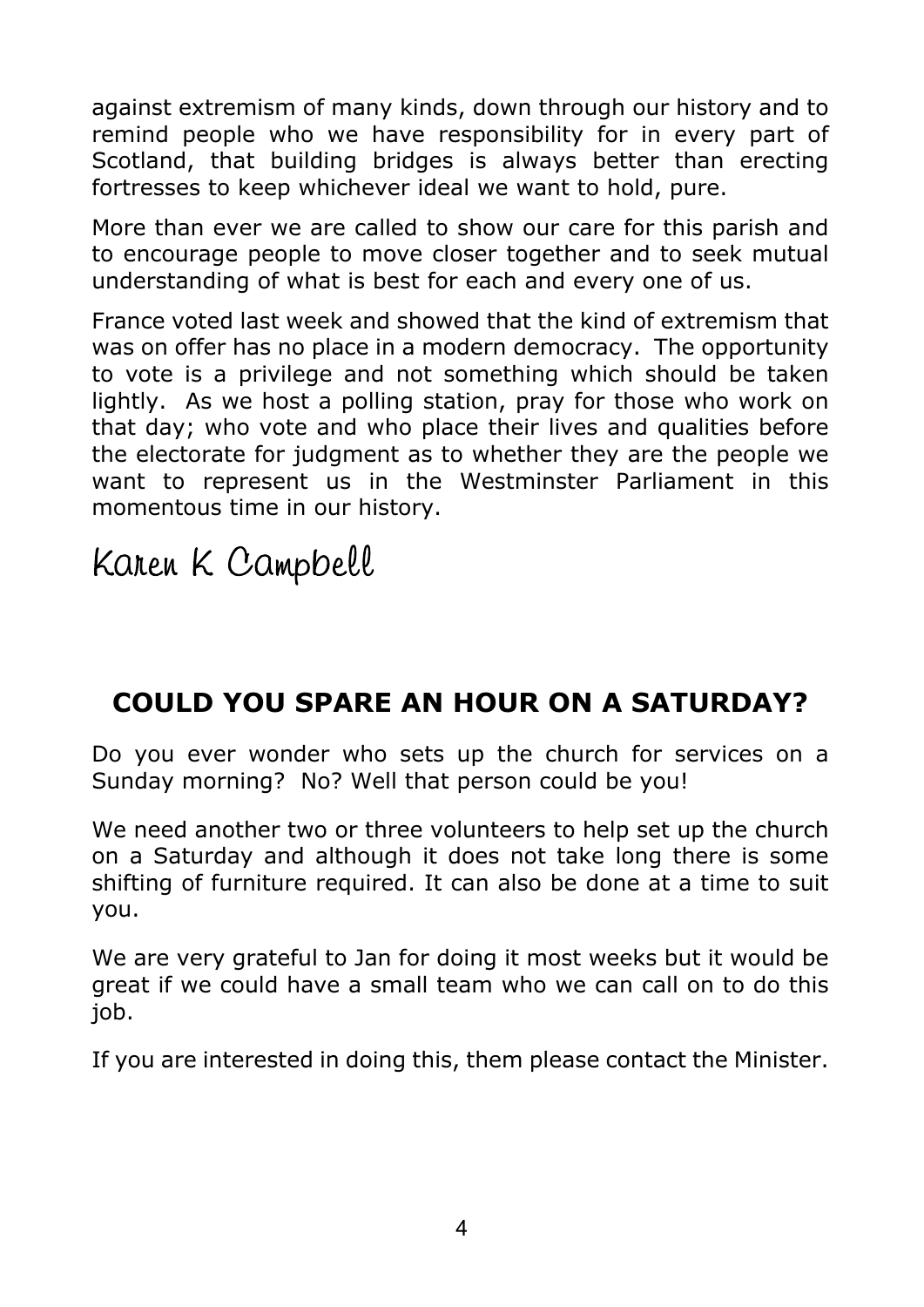against extremism of many kinds, down through our history and to remind people who we have responsibility for in every part of Scotland, that building bridges is always better than erecting fortresses to keep whichever ideal we want to hold, pure.

More than ever we are called to show our care for this parish and to encourage people to move closer together and to seek mutual understanding of what is best for each and every one of us.

France voted last week and showed that the kind of extremism that was on offer has no place in a modern democracy. The opportunity to vote is a privilege and not something which should be taken lightly. As we host a polling station, pray for those who work on that day; who vote and who place their lives and qualities before the electorate for judgment as to whether they are the people we want to represent us in the Westminster Parliament in this momentous time in our history.

Karen K Campbell

## COULD YOU SPARE AN HOUR ON A SATURDAY?

Do you ever wonder who sets up the church for services on a Sunday morning? No? Well that person could be you!

We need another two or three volunteers to help set up the church on a Saturday and although it does not take long there is some shifting of furniture required. It can also be done at a time to suit you.

We are very grateful to Jan for doing it most weeks but it would be great if we could have a small team who we can call on to do this job.

If you are interested in doing this, them please contact the Minister.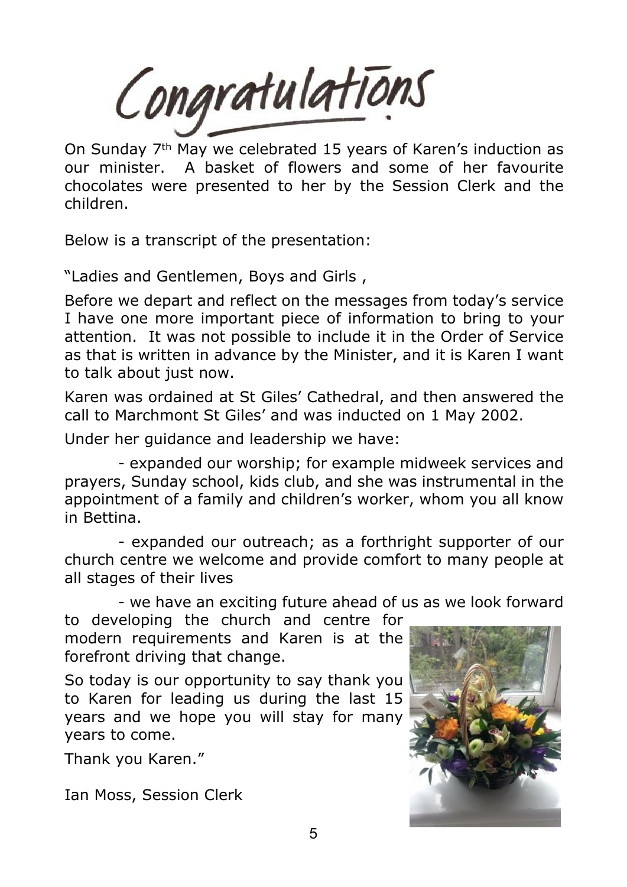# Congratulations

On Sunday 7th May we celebrated 15 years of Karen's induction as our minister. A basket of flowers and some of her favourite chocolates were presented to her by the Session Clerk and the children.

Below is a transcript of the presentation:

"Ladies and Gentlemen, Boys and Girls ,

Before we depart and reflect on the messages from today's service I have one more important piece of information to bring to your attention. It was not possible to include it in the Order of Service as that is written in advance by the Minister, and it is Karen I want to talk about just now.

Karen was ordained at St Giles' Cathedral, and then answered the call to Marchmont St Giles' and was inducted on 1 May 2002.

Under her guidance and leadership we have:

- expanded our worship; for example midweek services and prayers, Sunday school, kids club, and she was instrumental in the appointment of a family and children's worker, whom you all know in Bettina.

- expanded our outreach; as a forthright supporter of our church centre we welcome and provide comfort to many people at all stages of their lives

- we have an exciting future ahead of us as we look forward to developing the church and centre for modern requirements and Karen is at the forefront driving that change.

So today is our opportunity to say thank you to Karen for leading us during the last 15 years and we hope you will stay for many years to come.

Thank you Karen."

Ian Moss, Session Clerk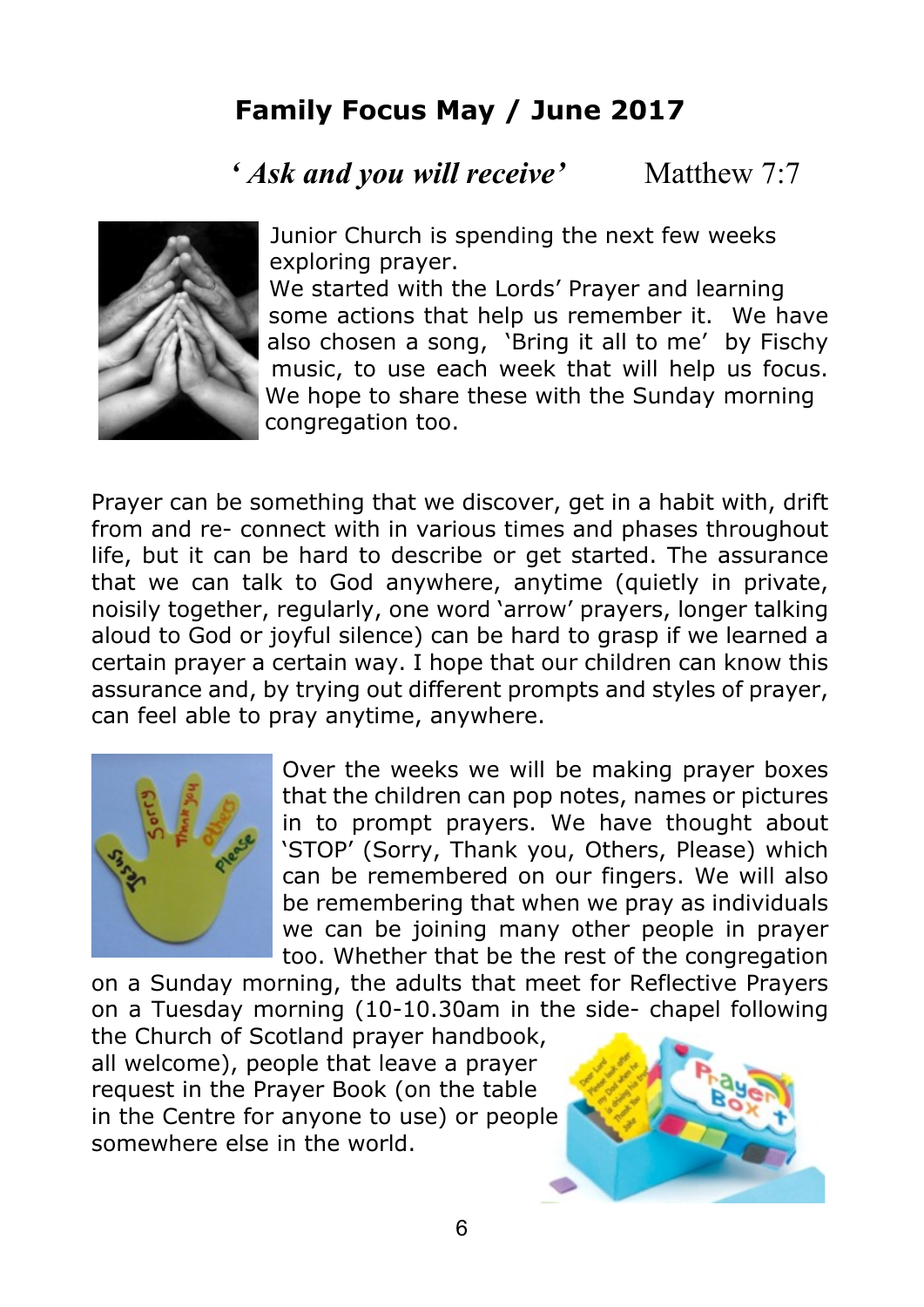## Family Focus May / June 2017

*'Ask and you will receive'* Matthew 7:7

Junior Church is spending the next few weeks exploring prayer.
We started with the Lords' Prayer and learning some actions that help us remember it. We have also chosen a song, 'Bring it all to me' by Fischy music, to use each week that will help us focus. We hope to share these with the Sunday morning congregation too.

Prayer can be something that we discover, get in a habit with, drift from and re- connect with in various times and phases throughout life, but it can be hard to describe or get started. The assurance that we can talk to God anywhere, anytime (quietly in private, noisily together, regularly, one word 'arrow' prayers, longer talking aloud to God or joyful silence) can be hard to grasp if we learned a certain prayer a certain way. I hope that our children can know this assurance and, by trying out different prompts and styles of prayer, can feel able to pray anytime, anywhere.

Over the weeks we will be making prayer boxes that the children can pop notes, names or pictures in to prompt prayers. We have thought about 'STOP' (Sorry, Thank you, Others, Please) which can be remembered on our fingers. We will also be remembering that when we pray as individuals we can be joining many other people in prayer too. Whether that be the rest of the congregation on a Sunday morning, the adults that meet for Reflective Prayers on a Tuesday morning (10-10.30am in the side- chapel following the Church of Scotland prayer handbook, all welcome), people that leave a prayer request in the Prayer Book (on the table in the Centre for anyone to use) or people somewhere else in the world.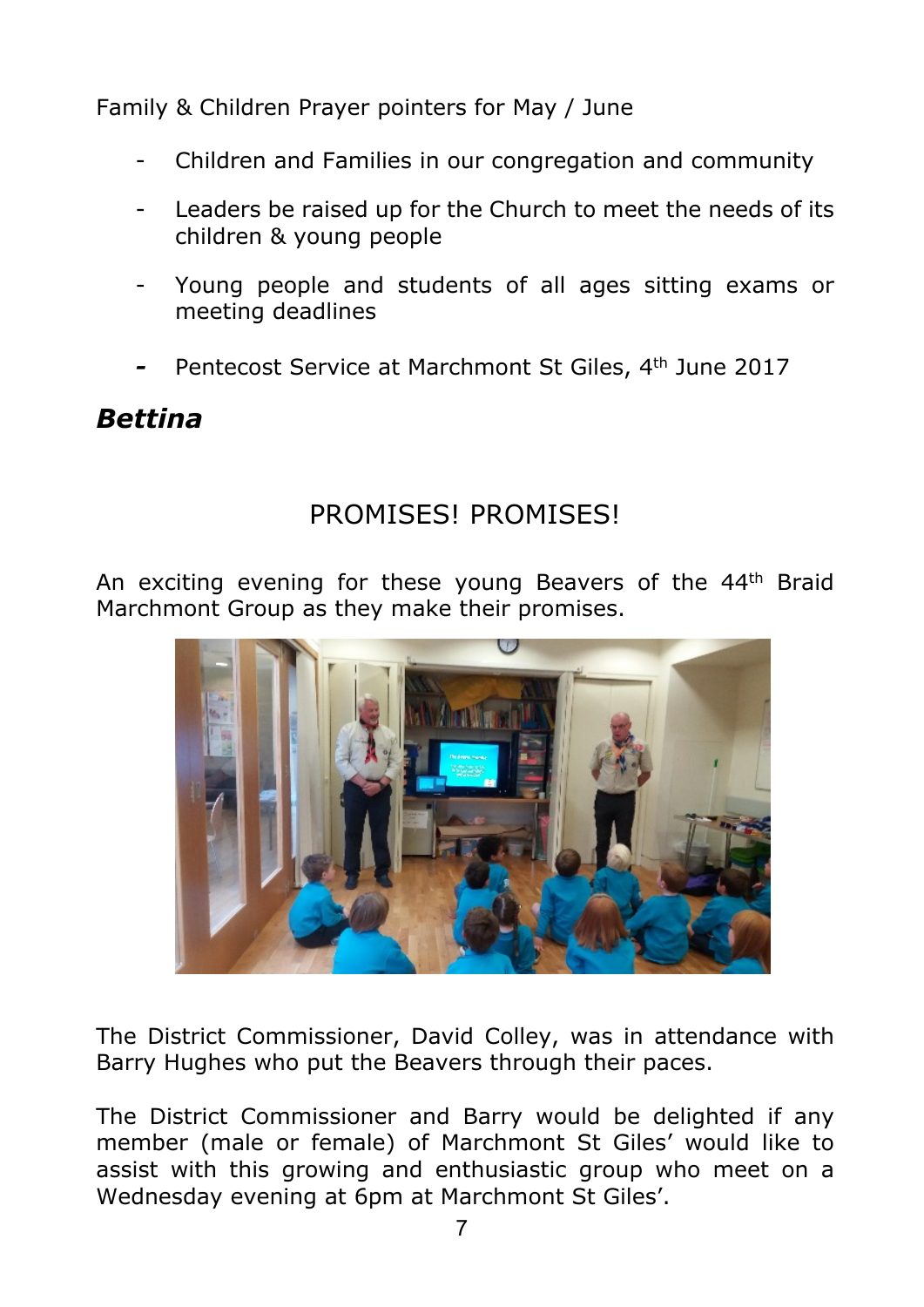Family & Children Prayer pointers for May / June

- Children and Families in our congregation and community
- Leaders be raised up for the Church to meet the needs of its children & young people
- Young people and students of all ages sitting exams or meeting deadlines
- Pentecost Service at Marchmont St Giles, 4th June 2017

***Bettina***

## PROMISES! PROMISES!

An exciting evening for these young Beavers of the 44th Braid Marchmont Group as they make their promises.

The District Commissioner, David Colley, was in attendance with Barry Hughes who put the Beavers through their paces.

The District Commissioner and Barry would be delighted if any member (male or female) of Marchmont St Giles' would like to assist with this growing and enthusiastic group who meet on a Wednesday evening at 6pm at Marchmont St Giles'.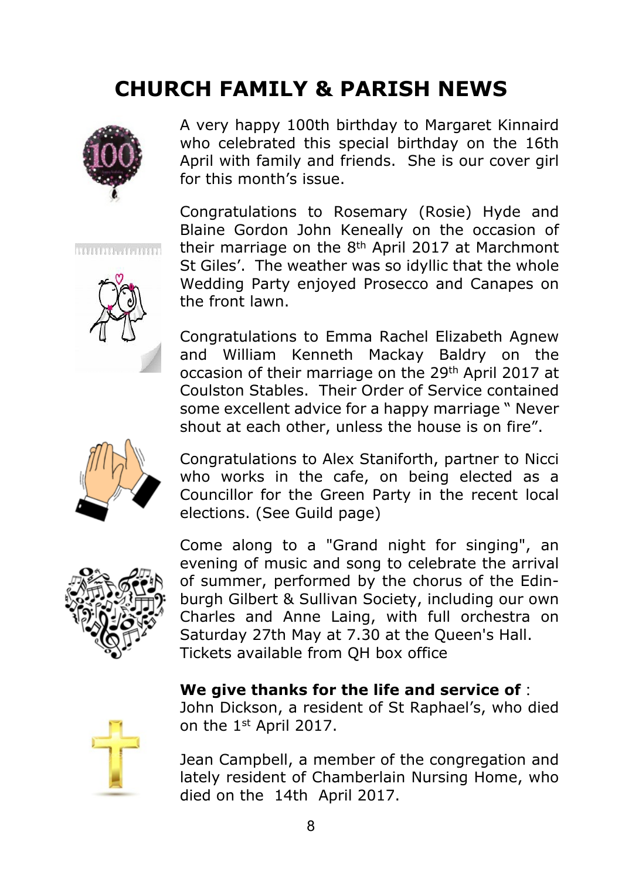# CHURCH FAMILY & PARISH NEWS

A very happy 100th birthday to Margaret Kinnaird who celebrated this special birthday on the 16th April with family and friends. She is our cover girl for this month's issue.

Congratulations to Rosemary (Rosie) Hyde and Blaine Gordon John Keneally on the occasion of their marriage on the 8th April 2017 at Marchmont St Giles'. The weather was so idyllic that the whole Wedding Party enjoyed Prosecco and Canapes on the front lawn.

Congratulations to Emma Rachel Elizabeth Agnew and William Kenneth Mackay Baldry on the occasion of their marriage on the 29th April 2017 at Coulston Stables. Their Order of Service contained some excellent advice for a happy marriage " Never shout at each other, unless the house is on fire".

Congratulations to Alex Staniforth, partner to Nicci who works in the cafe, on being elected as a Councillor for the Green Party in the recent local elections. (See Guild page)

Come along to a "Grand night for singing", an evening of music and song to celebrate the arrival of summer, performed by the chorus of the Edinburgh Gilbert & Sullivan Society, including our own Charles and Anne Laing, with full orchestra on Saturday 27th May at 7.30 at the Queen's Hall. Tickets available from QH box office

**We give thanks for the life and service of** :
John Dickson, a resident of St Raphael's, who died on the 1st April 2017.

Jean Campbell, a member of the congregation and lately resident of Chamberlain Nursing Home, who died on the 14th April 2017.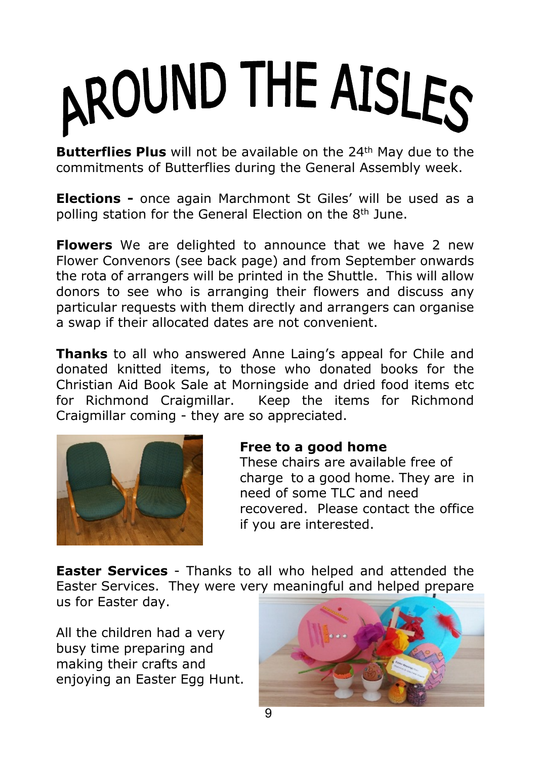# AROUND THE AISLES

**Butterflies Plus** will not be available on the 24th May due to the commitments of Butterflies during the General Assembly week.

**Elections -** once again Marchmont St Giles' will be used as a polling station for the General Election on the 8th June.

**Flowers** We are delighted to announce that we have 2 new Flower Convenors (see back page) and from September onwards the rota of arrangers will be printed in the Shuttle. This will allow donors to see who is arranging their flowers and discuss any particular requests with them directly and arrangers can organise a swap if their allocated dates are not convenient.

**Thanks** to all who answered Anne Laing's appeal for Chile and donated knitted items, to those who donated books for the Christian Aid Book Sale at Morningside and dried food items etc for Richmond Craigmillar. Keep the items for Richmond Craigmillar coming - they are so appreciated.

**Free to a good home**
These chairs are available free of charge to a good home. They are in need of some TLC and need recovered. Please contact the office if you are interested.

**Easter Services** - Thanks to all who helped and attended the Easter Services. They were very meaningful and helped prepare us for Easter day.

All the children had a very busy time preparing and making their crafts and enjoying an Easter Egg Hunt.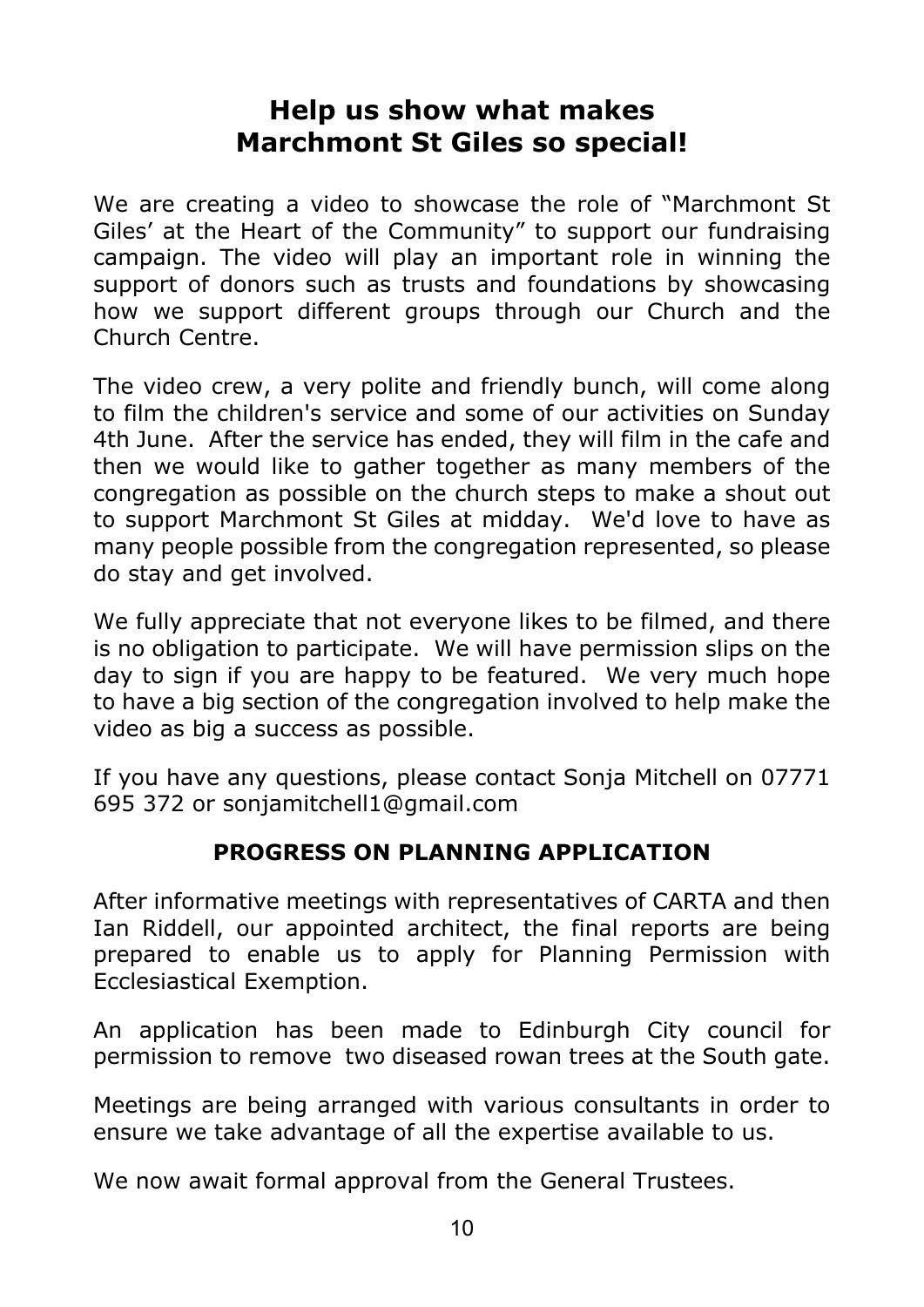## Help us show what makes Marchmont St Giles so special!

We are creating a video to showcase the role of "Marchmont St Giles' at the Heart of the Community" to support our fundraising campaign. The video will play an important role in winning the support of donors such as trusts and foundations by showcasing how we support different groups through our Church and the Church Centre.

The video crew, a very polite and friendly bunch, will come along to film the children's service and some of our activities on Sunday 4th June. After the service has ended, they will film in the cafe and then we would like to gather together as many members of the congregation as possible on the church steps to make a shout out to support Marchmont St Giles at midday. We'd love to have as many people possible from the congregation represented, so please do stay and get involved.

We fully appreciate that not everyone likes to be filmed, and there is no obligation to participate. We will have permission slips on the day to sign if you are happy to be featured. We very much hope to have a big section of the congregation involved to help make the video as big a success as possible.

If you have any questions, please contact Sonja Mitchell on 07771 695 372 or sonjamitchell1@gmail.com

### PROGRESS ON PLANNING APPLICATION

After informative meetings with representatives of CARTA and then Ian Riddell, our appointed architect, the final reports are being prepared to enable us to apply for Planning Permission with Ecclesiastical Exemption.

An application has been made to Edinburgh City council for permission to remove two diseased rowan trees at the South gate.

Meetings are being arranged with various consultants in order to ensure we take advantage of all the expertise available to us.

We now await formal approval from the General Trustees.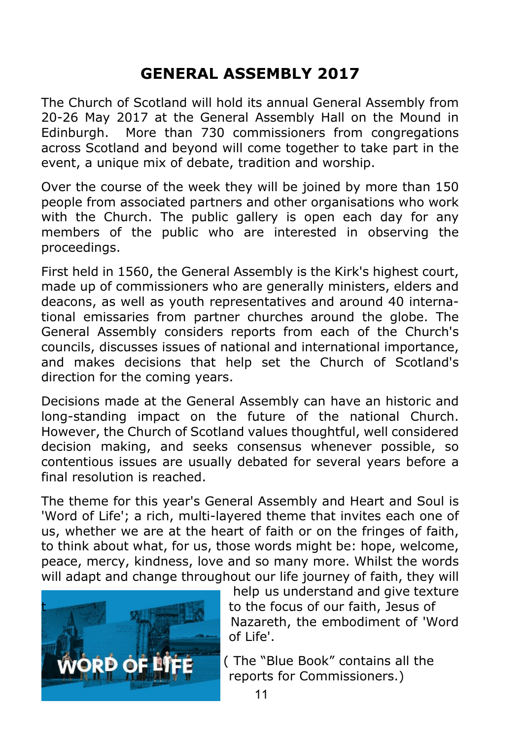# GENERAL ASSEMBLY 2017

The Church of Scotland will hold its annual General Assembly from 20-26 May 2017 at the General Assembly Hall on the Mound in Edinburgh. More than 730 commissioners from congregations across Scotland and beyond will come together to take part in the event, a unique mix of debate, tradition and worship.

Over the course of the week they will be joined by more than 150 people from associated partners and other organisations who work with the Church. The public gallery is open each day for any members of the public who are interested in observing the proceedings.

First held in 1560, the General Assembly is the Kirk's highest court, made up of commissioners who are generally ministers, elders and deacons, as well as youth representatives and around 40 international emissaries from partner churches around the globe. The General Assembly considers reports from each of the Church's councils, discusses issues of national and international importance, and makes decisions that help set the Church of Scotland's direction for the coming years.

Decisions made at the General Assembly can have an historic and long-standing impact on the future of the national Church. However, the Church of Scotland values thoughtful, well considered decision making, and seeks consensus whenever possible, so contentious issues are usually debated for several years before a final resolution is reached.

The theme for this year's General Assembly and Heart and Soul is 'Word of Life'; a rich, multi-layered theme that invites each one of us, whether we are at the heart of faith or on the fringes of faith, to think about what, for us, those words might be: hope, welcome, peace, mercy, kindness, love and so many more. Whilst the words will adapt and change throughout our life journey of faith, they will help us understand and give texture to the focus of our faith, Jesus of Nazareth, the embodiment of 'Word of Life'.

( The "Blue Book" contains all the reports for Commissioners.)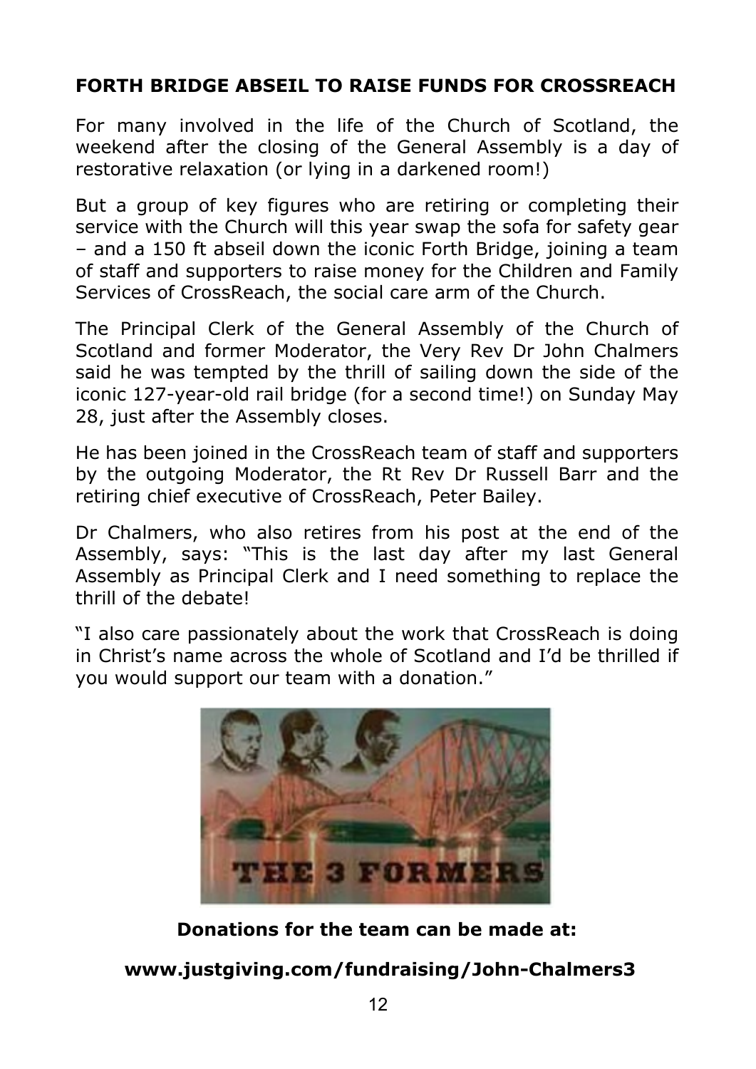**FORTH BRIDGE ABSEIL TO RAISE FUNDS FOR CROSSREACH**

For many involved in the life of the Church of Scotland, the weekend after the closing of the General Assembly is a day of restorative relaxation (or lying in a darkened room!)

But a group of key figures who are retiring or completing their service with the Church will this year swap the sofa for safety gear – and a 150 ft abseil down the iconic Forth Bridge, joining a team of staff and supporters to raise money for the Children and Family Services of CrossReach, the social care arm of the Church.

The Principal Clerk of the General Assembly of the Church of Scotland and former Moderator, the Very Rev Dr John Chalmers said he was tempted by the thrill of sailing down the side of the iconic 127-year-old rail bridge (for a second time!) on Sunday May 28, just after the Assembly closes.

He has been joined in the CrossReach team of staff and supporters by the outgoing Moderator, the Rt Rev Dr Russell Barr and the retiring chief executive of CrossReach, Peter Bailey.

Dr Chalmers, who also retires from his post at the end of the Assembly, says: "This is the last day after my last General Assembly as Principal Clerk and I need something to replace the thrill of the debate!

"I also care passionately about the work that CrossReach is doing in Christ's name across the whole of Scotland and I'd be thrilled if you would support our team with a donation."

THE 3 FORMERS

**Donations for the team can be made at:**

**www.justgiving.com/fundraising/John-Chalmers3**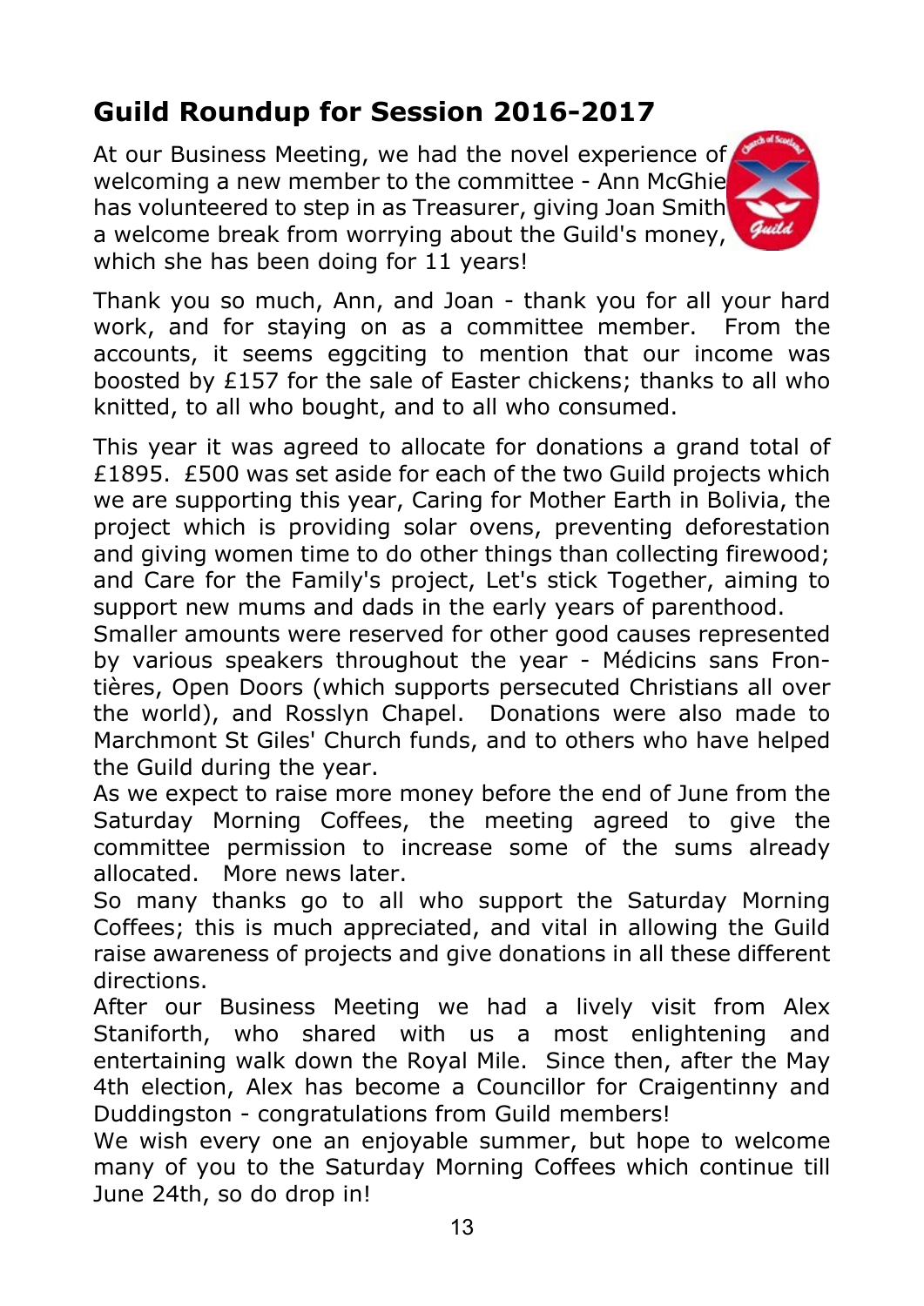## Guild Roundup for Session 2016-2017

At our Business Meeting, we had the novel experience of welcoming a new member to the committee - Ann McGhie has volunteered to step in as Treasurer, giving Joan Smith a welcome break from worrying about the Guild's money, which she has been doing for 11 years!

Thank you so much, Ann, and Joan - thank you for all your hard work, and for staying on as a committee member. From the accounts, it seems eggciting to mention that our income was boosted by £157 for the sale of Easter chickens; thanks to all who knitted, to all who bought, and to all who consumed.

This year it was agreed to allocate for donations a grand total of £1895. £500 was set aside for each of the two Guild projects which we are supporting this year, Caring for Mother Earth in Bolivia, the project which is providing solar ovens, preventing deforestation and giving women time to do other things than collecting firewood; and Care for the Family's project, Let's stick Together, aiming to support new mums and dads in the early years of parenthood.

Smaller amounts were reserved for other good causes represented by various speakers throughout the year - Médicins sans Frontières, Open Doors (which supports persecuted Christians all over the world), and Rosslyn Chapel. Donations were also made to Marchmont St Giles' Church funds, and to others who have helped the Guild during the year.

As we expect to raise more money before the end of June from the Saturday Morning Coffees, the meeting agreed to give the committee permission to increase some of the sums already allocated. More news later.

So many thanks go to all who support the Saturday Morning Coffees; this is much appreciated, and vital in allowing the Guild raise awareness of projects and give donations in all these different directions.

After our Business Meeting we had a lively visit from Alex Staniforth, who shared with us a most enlightening and entertaining walk down the Royal Mile. Since then, after the May 4th election, Alex has become a Councillor for Craigentinny and Duddingston - congratulations from Guild members!

We wish every one an enjoyable summer, but hope to welcome many of you to the Saturday Morning Coffees which continue till June 24th, so do drop in!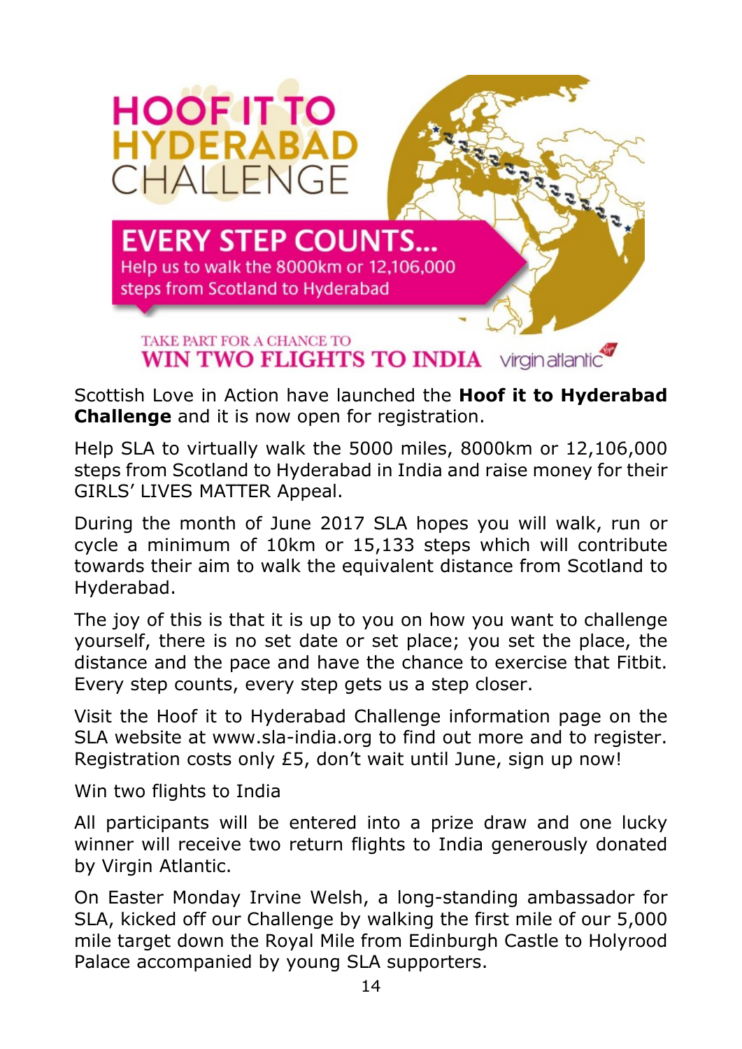# HOOF IT TO HYDERABAD CHALLENGE

## EVERY STEP COUNTS...

Help us to walk the 8000km or 12,106,000 steps from Scotland to Hyderabad

TAKE PART FOR A CHANCE TO

**WIN TWO FLIGHTS TO INDIA** virgin atlantic

Scottish Love in Action have launched the **Hoof it to Hyderabad Challenge** and it is now open for registration.

Help SLA to virtually walk the 5000 miles, 8000km or 12,106,000 steps from Scotland to Hyderabad in India and raise money for their GIRLS' LIVES MATTER Appeal.

During the month of June 2017 SLA hopes you will walk, run or cycle a minimum of 10km or 15,133 steps which will contribute towards their aim to walk the equivalent distance from Scotland to Hyderabad.

The joy of this is that it is up to you on how you want to challenge yourself, there is no set date or set place; you set the place, the distance and the pace and have the chance to exercise that Fitbit. Every step counts, every step gets us a step closer.

Visit the Hoof it to Hyderabad Challenge information page on the SLA website at www.sla-india.org to find out more and to register. Registration costs only £5, don't wait until June, sign up now!

Win two flights to India

All participants will be entered into a prize draw and one lucky winner will receive two return flights to India generously donated by Virgin Atlantic.

On Easter Monday Irvine Welsh, a long-standing ambassador for SLA, kicked off our Challenge by walking the first mile of our 5,000 mile target down the Royal Mile from Edinburgh Castle to Holyrood Palace accompanied by young SLA supporters.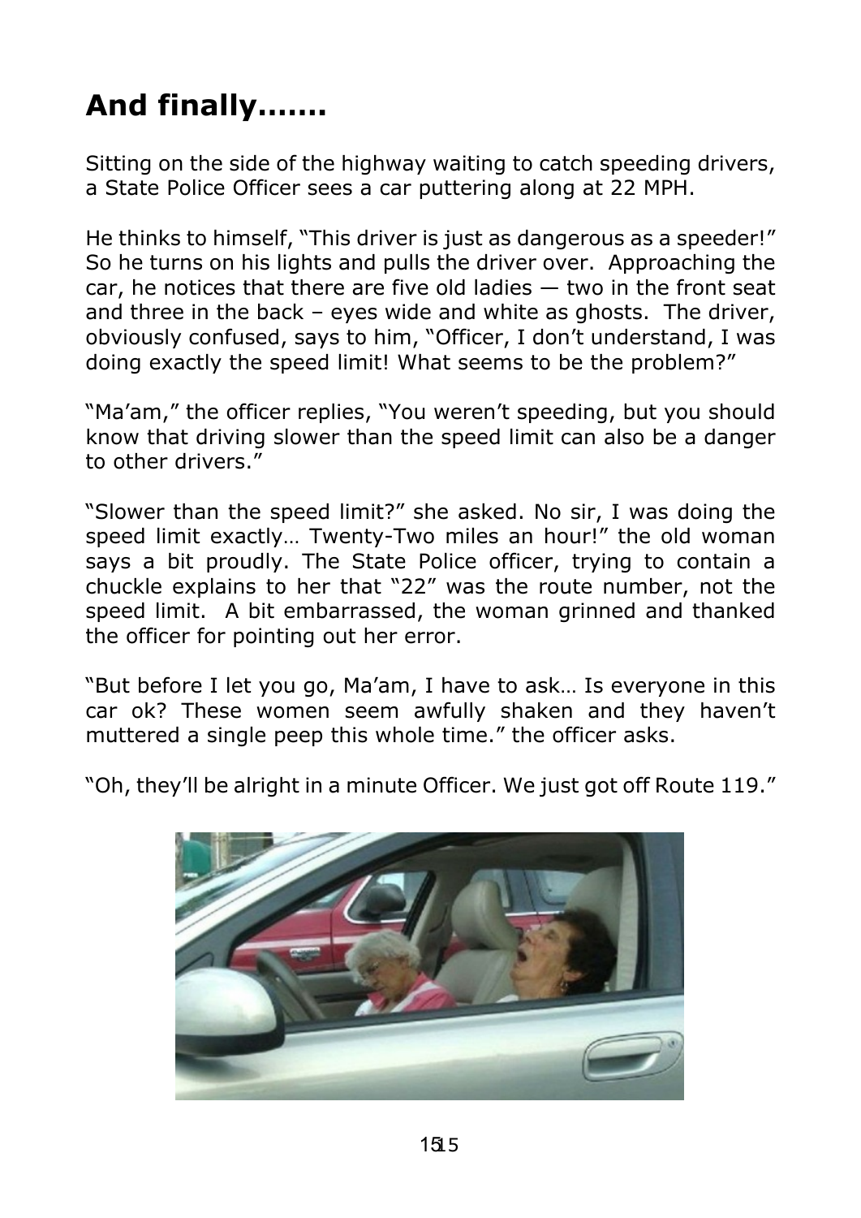# And finally…….

Sitting on the side of the highway waiting to catch speeding drivers, a State Police Officer sees a car puttering along at 22 MPH.

He thinks to himself, "This driver is just as dangerous as a speeder!" So he turns on his lights and pulls the driver over. Approaching the car, he notices that there are five old ladies — two in the front seat and three in the back – eyes wide and white as ghosts. The driver, obviously confused, says to him, "Officer, I don't understand, I was doing exactly the speed limit! What seems to be the problem?"

"Ma'am," the officer replies, "You weren't speeding, but you should know that driving slower than the speed limit can also be a danger to other drivers."

"Slower than the speed limit?" she asked. No sir, I was doing the speed limit exactly… Twenty-Two miles an hour!" the old woman says a bit proudly. The State Police officer, trying to contain a chuckle explains to her that "22" was the route number, not the speed limit. A bit embarrassed, the woman grinned and thanked the officer for pointing out her error.

"But before I let you go, Ma'am, I have to ask… Is everyone in this car ok? These women seem awfully shaken and they haven't muttered a single peep this whole time." the officer asks.

"Oh, they'll be alright in a minute Officer. We just got off Route 119."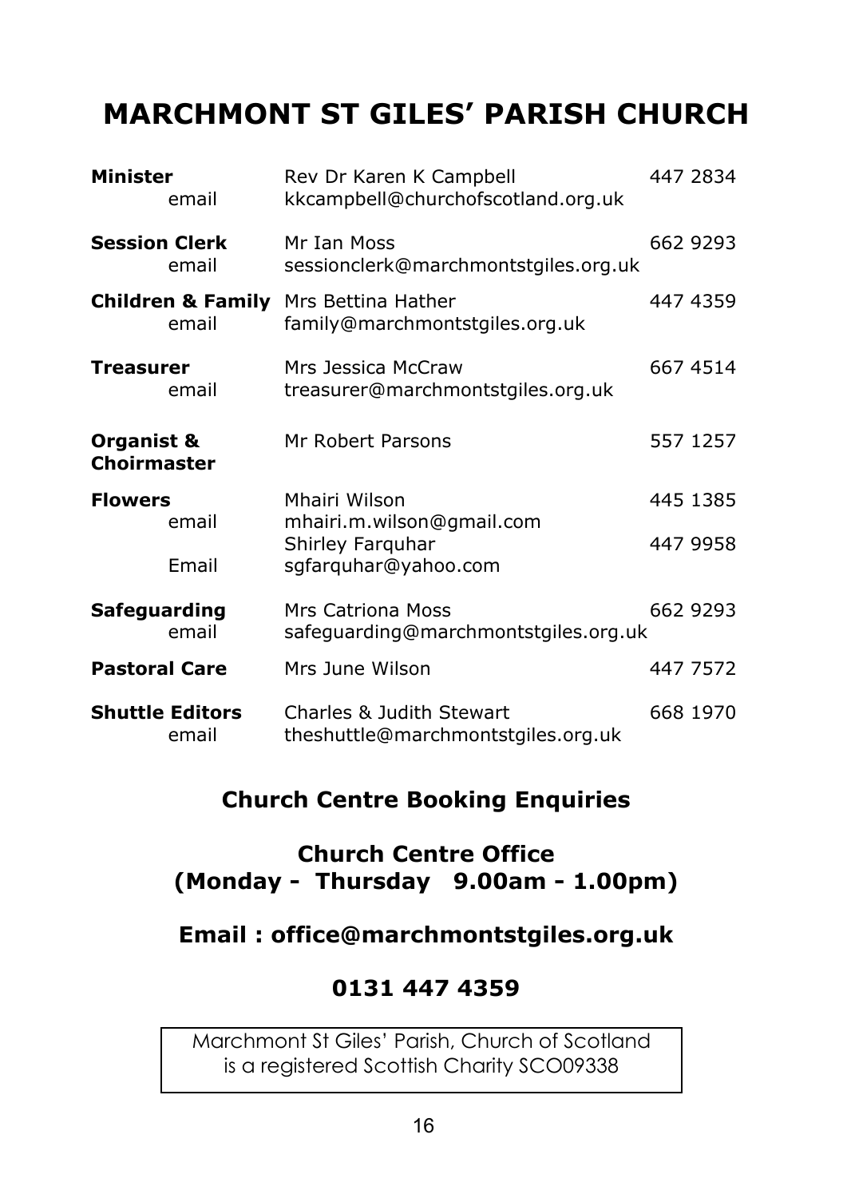# MARCHMONT ST GILES' PARISH CHURCH

| | | |
|---|---|---|
| **Minister** | Rev Dr Karen K Campbell | 447 2834 |
| email | kkcampbell@churchofscotland.org.uk | |
| **Session Clerk** | Mr Ian Moss | 662 9293 |
| email | sessionclerk@marchmontstgiles.org.uk | |
| **Children & Family** | Mrs Bettina Hather | 447 4359 |
| email | family@marchmontstgiles.org.uk | |
| **Treasurer** | Mrs Jessica McCraw | 667 4514 |
| email | treasurer@marchmontstgiles.org.uk | |
| **Organist & Choirmaster** | Mr Robert Parsons | 557 1257 |
| **Flowers** | Mhairi Wilson | 445 1385 |
| email | mhairi.m.wilson@gmail.com | |
| | Shirley Farquhar | 447 9958 |
| Email | sgfarquhar@yahoo.com | |
| **Safeguarding** | Mrs Catriona Moss | 662 9293 |
| email | safeguarding@marchmontstgiles.org.uk | |
| **Pastoral Care** | Mrs June Wilson | 447 7572 |
| **Shuttle Editors** | Charles & Judith Stewart | 668 1970 |
| email | theshuttle@marchmontstgiles.org.uk | |

## Church Centre Booking Enquiries

## Church Centre Office
## (Monday - Thursday 9.00am - 1.00pm)

## Email : office@marchmontstgiles.org.uk

## 0131 447 4359

Marchmont St Giles' Parish, Church of Scotland is a registered Scottish Charity SCO09338